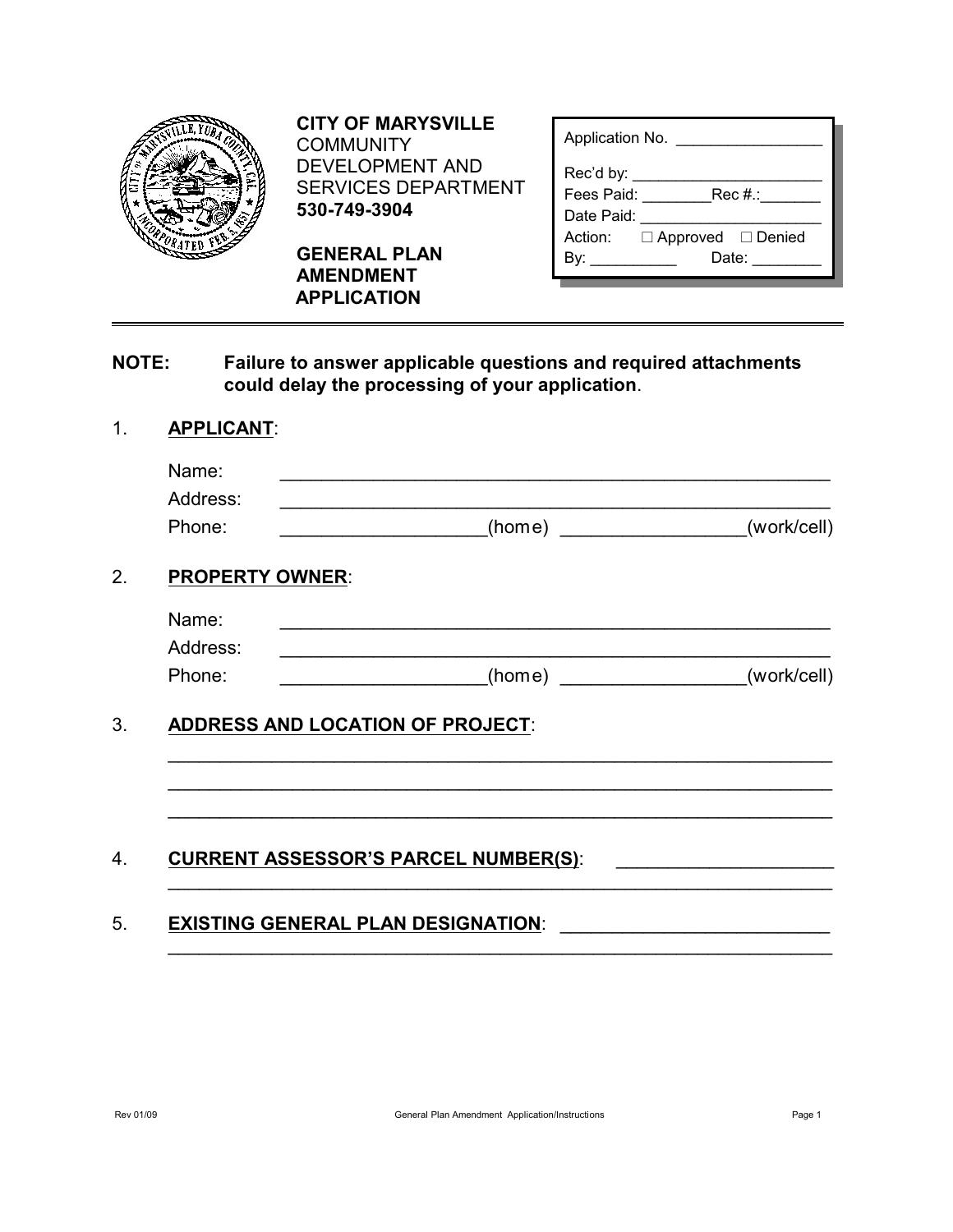**CITY OF MARYSVILLE**
COMMUNITY DEVELOPMENT AND SERVICES DEPARTMENT
**530-749-3904**

# GENERAL PLAN AMENDMENT APPLICATION

| |
|---|
| Application No. ________________ |
| Rec'd by: ______________________ |
| Fees Paid: ________Rec #.:_______ |
| Date Paid: _____________________ |
| Action: ☐ Approved ☐ Denied |
| By: __________ Date: ________ |

**NOTE: Failure to answer applicable questions and required attachments could delay the processing of your application.**

1. **APPLICANT**:

   Name: ________________________________________________________

   Address: ________________________________________________________

   Phone: ___________________(home) _________________(work/cell)

2. **PROPERTY OWNER**:

   Name: ________________________________________________________

   Address: ________________________________________________________

   Phone: ___________________(home) _________________(work/cell)

3. **ADDRESS AND LOCATION OF PROJECT**:

   ________________________________________________________________

   ________________________________________________________________

   ________________________________________________________________

4. **CURRENT ASSESSOR'S PARCEL NUMBER(S)**: ____________________

   ________________________________________________________________

5. **EXISTING GENERAL PLAN DESIGNATION**: _________________________

   ________________________________________________________________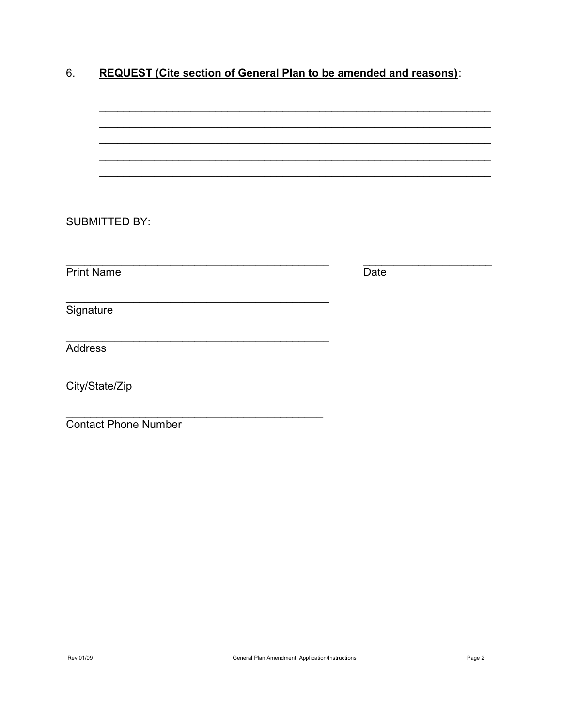6. **REQUEST (Cite section of General Plan to be amended and reasons)**:

______________________________________________________________________
______________________________________________________________________
______________________________________________________________________
______________________________________________________________________
______________________________________________________________________
______________________________________________________________________

SUBMITTED BY:

_____________________________________________ _______________________
Print Name Date

_____________________________________________
Signature

_____________________________________________
Address

_____________________________________________
City/State/Zip

_____________________________________________
Contact Phone Number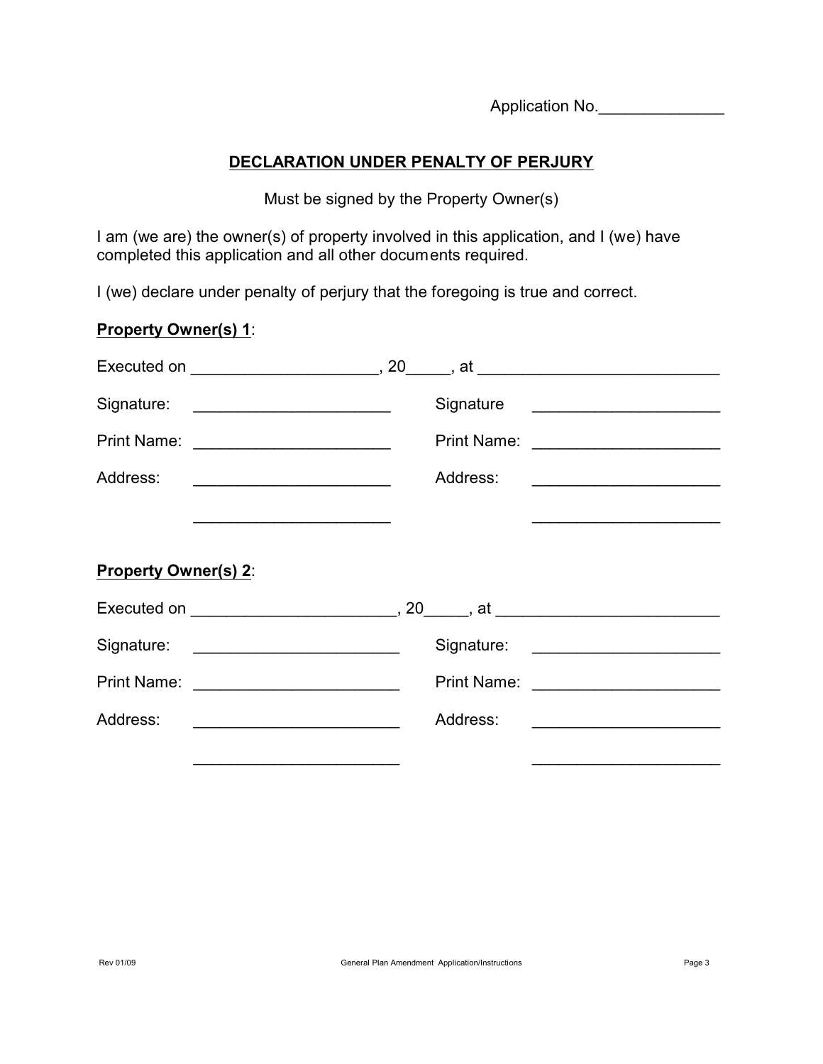Application No.______________

## DECLARATION UNDER PENALTY OF PERJURY

Must be signed by the Property Owner(s)

I am (we are) the owner(s) of property involved in this application, and I (we) have completed this application and all other documents required.

I (we) declare under penalty of perjury that the foregoing is true and correct.

**Property Owner(s) 1**:

Executed on ____________________, 20_____, at ___________________________

Signature: _____________________ Signature _____________________

Print Name: _____________________ Print Name: _____________________

Address: _____________________ Address: _____________________

_____________________ _____________________

**Property Owner(s) 2**:

Executed on ______________________, 20_____, at _________________________

Signature: ______________________ Signature: _____________________

Print Name: ______________________ Print Name: _____________________

Address: ______________________ Address: _____________________

______________________ _____________________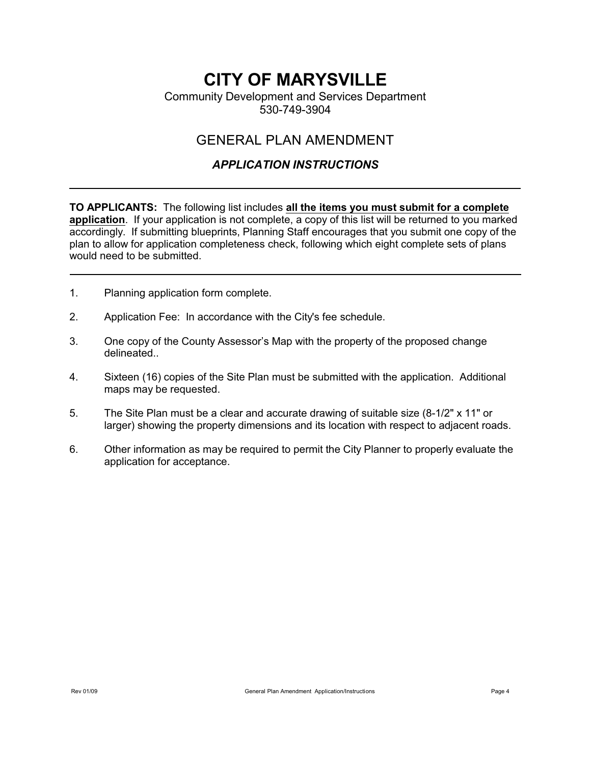# CITY OF MARYSVILLE

Community Development and Services Department
530-749-3904

## GENERAL PLAN AMENDMENT

### *APPLICATION INSTRUCTIONS*

---

**TO APPLICANTS:** The following list includes **all the items you must submit for a complete application**. If your application is not complete, a copy of this list will be returned to you marked accordingly. If submitting blueprints, Planning Staff encourages that you submit one copy of the plan to allow for application completeness check, following which eight complete sets of plans would need to be submitted.

---

1. Planning application form complete.

2. Application Fee: In accordance with the City's fee schedule.

3. One copy of the County Assessor's Map with the property of the proposed change delineated..

4. Sixteen (16) copies of the Site Plan must be submitted with the application. Additional maps may be requested.

5. The Site Plan must be a clear and accurate drawing of suitable size (8-1/2" x 11" or larger) showing the property dimensions and its location with respect to adjacent roads.

6. Other information as may be required to permit the City Planner to properly evaluate the application for acceptance.